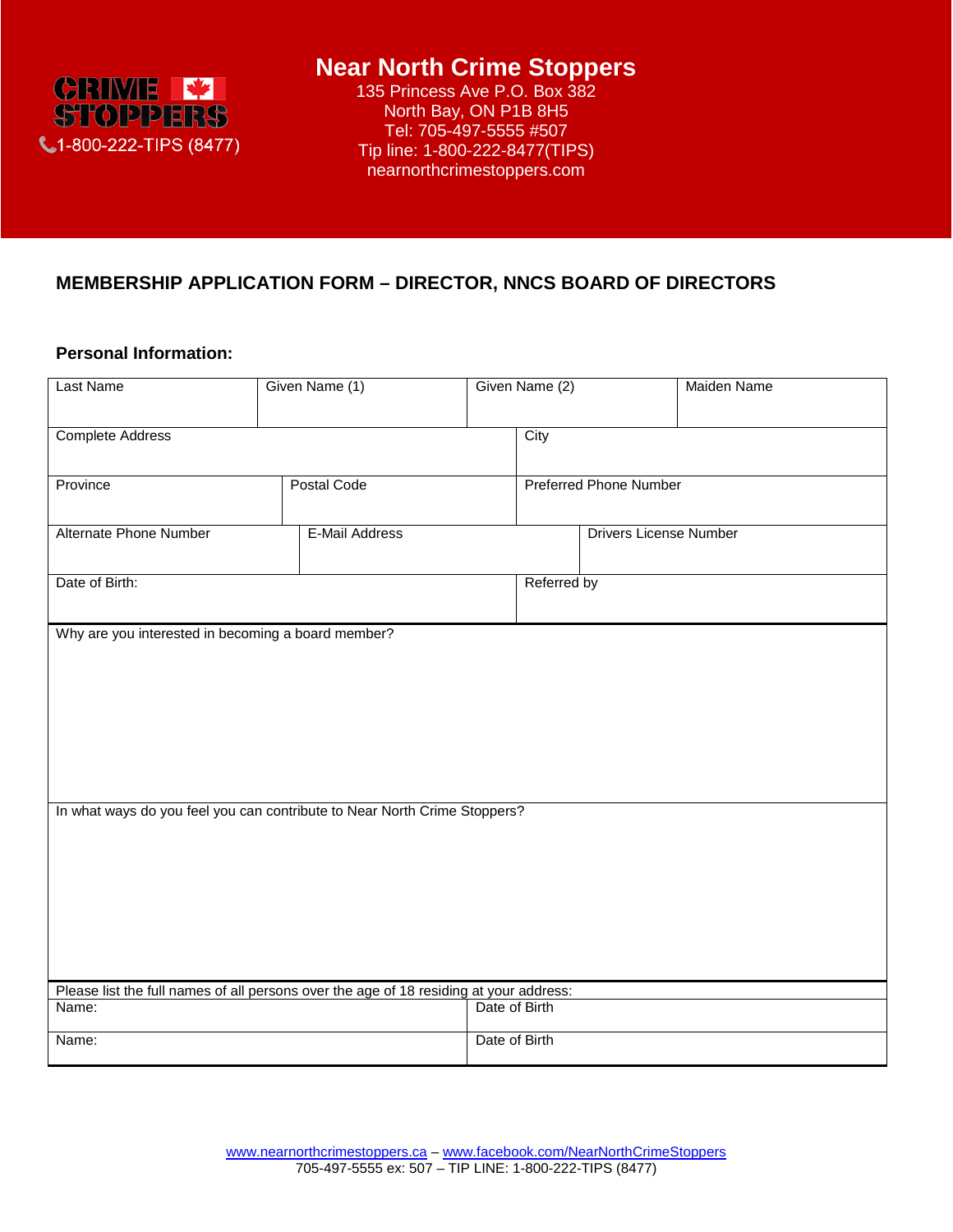# Near North Crime Stoppers

135 Princess Ave P.O. Box 382
North Bay, ON P1B 8H5
Tel: 705-497-5555 #507
Tip line: 1-800-222-8477(TIPS)
nearnorthcrimestoppers.com

CRIME STOPPERS
1-800-222-TIPS (8477)

## MEMBERSHIP APPLICATION FORM – DIRECTOR, NNCS BOARD OF DIRECTORS

### Personal Information:

| Last Name | Given Name (1) | Given Name (2) | Maiden Name |
|---|---|---|---|
| | | | |

| Complete Address | City |
|---|---|
| | |

| Province | Postal Code | Preferred Phone Number |
|---|---|---|
| | | |

| Alternate Phone Number | E-Mail Address | Drivers License Number |
|---|---|---|
| | | |

| Date of Birth: | Referred by |
|---|---|
| | |

Why are you interested in becoming a board member?

In what ways do you feel you can contribute to Near North Crime Stoppers?

Please list the full names of all persons over the age of 18 residing at your address:

| Name: | Date of Birth |
|---|---|
| Name: | Date of Birth |

www.nearnorthcrimestoppers.ca – www.facebook.com/NearNorthCrimeStoppers
705-497-5555 ex: 507 – TIP LINE: 1-800-222-TIPS (8477)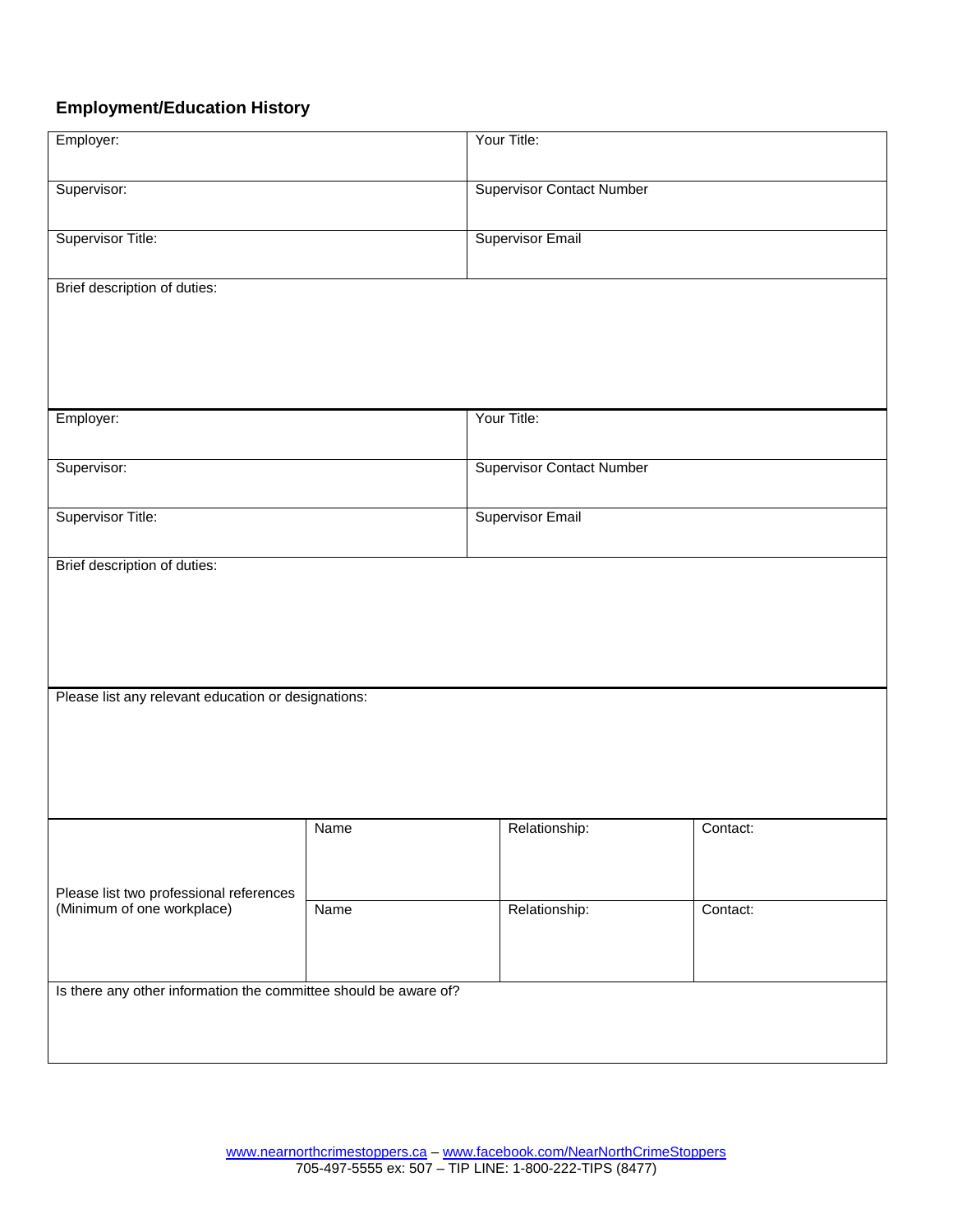## Employment/Education History

| Employer: | Your Title: |
|---|---|
| Supervisor: | Supervisor Contact Number |
| Supervisor Title: | Supervisor Email |
| Brief description of duties: | |

| Employer: | Your Title: |
|---|---|
| Supervisor: | Supervisor Contact Number |
| Supervisor Title: | Supervisor Email |
| Brief description of duties: | |

Please list any relevant education or designations:

| Please list two professional references (Minimum of one workplace) | Name | Relationship: | Contact: |
|---|---|---|---|
| | Name | Relationship: | Contact: |

Is there any other information the committee should be aware of?

www.nearnorthcrimestoppers.ca – www.facebook.com/NearNorthCrimeStoppers
705-497-5555 ex: 507 – TIP LINE: 1-800-222-TIPS (8477)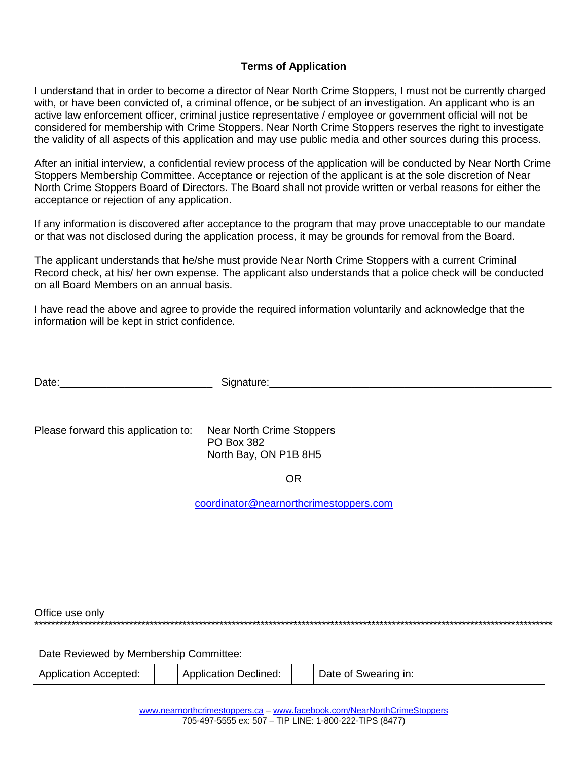**Terms of Application**

I understand that in order to become a director of Near North Crime Stoppers, I must not be currently charged with, or have been convicted of, a criminal offence, or be subject of an investigation. An applicant who is an active law enforcement officer, criminal justice representative / employee or government official will not be considered for membership with Crime Stoppers. Near North Crime Stoppers reserves the right to investigate the validity of all aspects of this application and may use public media and other sources during this process.

After an initial interview, a confidential review process of the application will be conducted by Near North Crime Stoppers Membership Committee. Acceptance or rejection of the applicant is at the sole discretion of Near North Crime Stoppers Board of Directors. The Board shall not provide written or verbal reasons for either the acceptance or rejection of any application.

If any information is discovered after acceptance to the program that may prove unacceptable to our mandate or that was not disclosed during the application process, it may be grounds for removal from the Board.

The applicant understands that he/she must provide Near North Crime Stoppers with a current Criminal Record check, at his/ her own expense. The applicant also understands that a police check will be conducted on all Board Members on an annual basis.

I have read the above and agree to provide the required information voluntarily and acknowledge that the information will be kept in strict confidence.

Date:__________________________ Signature:________________________________________________

Please forward this application to: Near North Crime Stoppers
PO Box 382
North Bay, ON P1B 8H5

OR

coordinator@nearnorthcrimestoppers.com

Office use only
***************************************************************************************************************************

| | | | | |
|---|---|---|---|---|
| Date Reviewed by Membership Committee: | | | | |
| Application Accepted: | | Application Declined: | | Date of Swearing in: |

www.nearnorthcrimestoppers.ca – www.facebook.com/NearNorthCrimeStoppers
705-497-5555 ex: 507 – TIP LINE: 1-800-222-TIPS (8477)